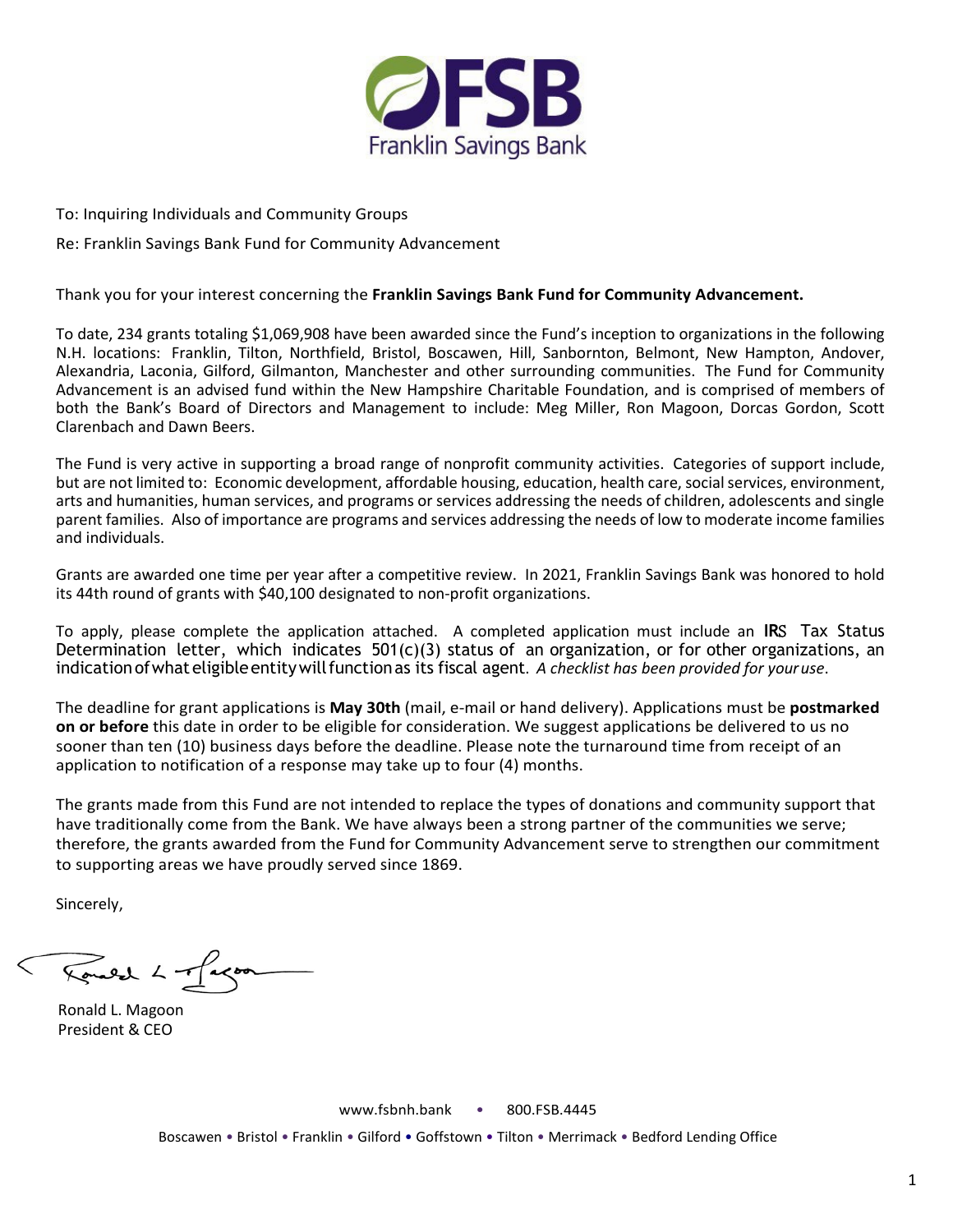**FSB**
Franklin Savings Bank

To: Inquiring Individuals and Community Groups

Re: Franklin Savings Bank Fund for Community Advancement

Thank you for your interest concerning the **Franklin Savings Bank Fund for Community Advancement.**

To date, 234 grants totaling $1,069,908 have been awarded since the Fund's inception to organizations in the following N.H. locations: Franklin, Tilton, Northfield, Bristol, Boscawen, Hill, Sanbornton, Belmont, New Hampton, Andover, Alexandria, Laconia, Gilford, Gilmanton, Manchester and other surrounding communities. The Fund for Community Advancement is an advised fund within the New Hampshire Charitable Foundation, and is comprised of members of both the Bank's Board of Directors and Management to include: Meg Miller, Ron Magoon, Dorcas Gordon, Scott Clarenbach and Dawn Beers.

The Fund is very active in supporting a broad range of nonprofit community activities. Categories of support include, but are not limited to: Economic development, affordable housing, education, health care, social services, environment, arts and humanities, human services, and programs or services addressing the needs of children, adolescents and single parent families. Also of importance are programs and services addressing the needs of low to moderate income families and individuals.

Grants are awarded one time per year after a competitive review. In 2021, Franklin Savings Bank was honored to hold its 44th round of grants with $40,100 designated to non-profit organizations.

To apply, please complete the application attached. A completed application must include an IRS Tax Status Determination letter, which indicates 501(c)(3) status of an organization, or for other organizations, an indication of what eligible entity will function as its fiscal agent. *A checklist has been provided for your use.*

The deadline for grant applications is **May 30th** (mail, e-mail or hand delivery). Applications must be **postmarked on or before** this date in order to be eligible for consideration. We suggest applications be delivered to us no sooner than ten (10) business days before the deadline. Please note the turnaround time from receipt of an application to notification of a response may take up to four (4) months.

The grants made from this Fund are not intended to replace the types of donations and community support that have traditionally come from the Bank. We have always been a strong partner of the communities we serve; therefore, the grants awarded from the Fund for Community Advancement serve to strengthen our commitment to supporting areas we have proudly served since 1869.

Sincerely,

Ronald L. Magoon
President & CEO

www.fsbnh.bank • 800.FSB.4445

Boscawen • Bristol • Franklin • Gilford • Goffstown • Tilton • Merrimack • Bedford Lending Office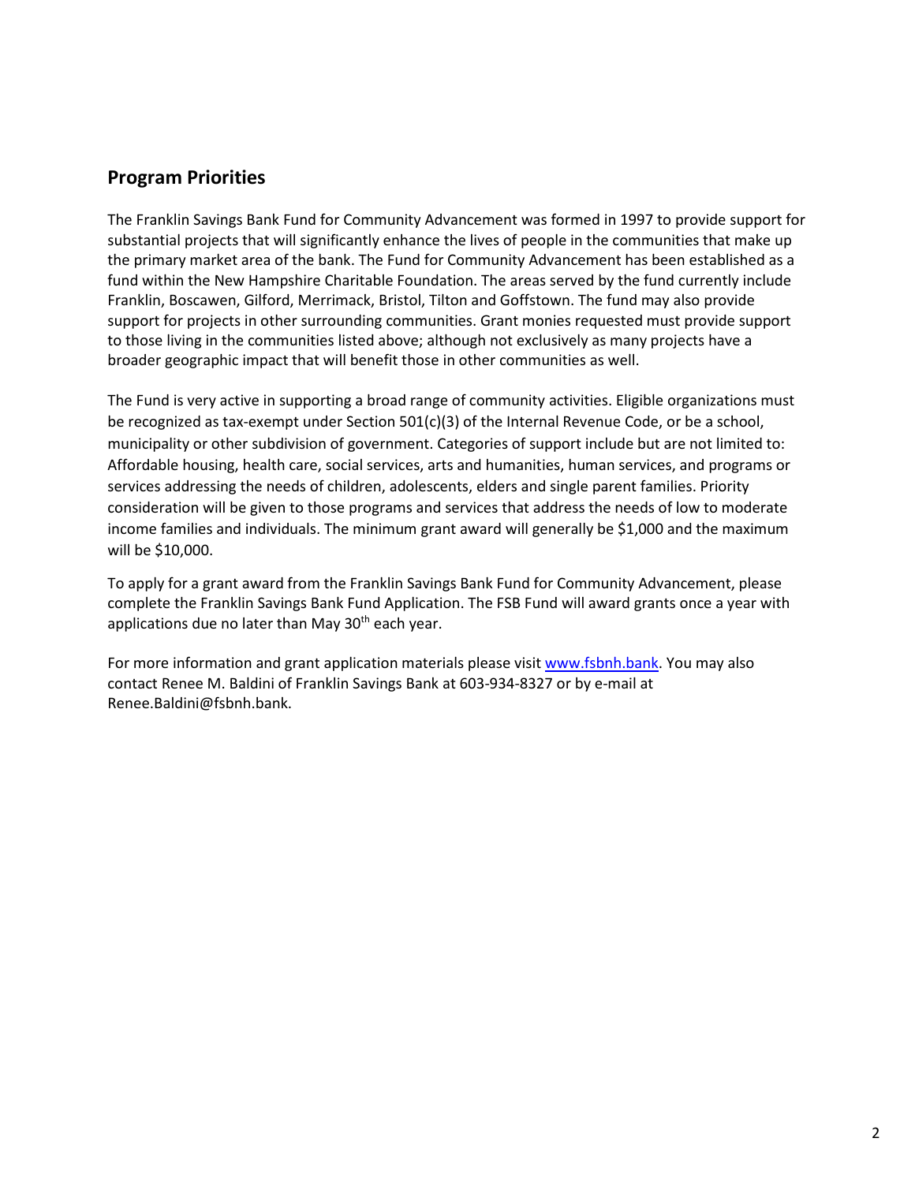## Program Priorities

The Franklin Savings Bank Fund for Community Advancement was formed in 1997 to provide support for substantial projects that will significantly enhance the lives of people in the communities that make up the primary market area of the bank. The Fund for Community Advancement has been established as a fund within the New Hampshire Charitable Foundation. The areas served by the fund currently include Franklin, Boscawen, Gilford, Merrimack, Bristol, Tilton and Goffstown. The fund may also provide support for projects in other surrounding communities. Grant monies requested must provide support to those living in the communities listed above; although not exclusively as many projects have a broader geographic impact that will benefit those in other communities as well.

The Fund is very active in supporting a broad range of community activities. Eligible organizations must be recognized as tax-exempt under Section 501(c)(3) of the Internal Revenue Code, or be a school, municipality or other subdivision of government. Categories of support include but are not limited to: Affordable housing, health care, social services, arts and humanities, human services, and programs or services addressing the needs of children, adolescents, elders and single parent families. Priority consideration will be given to those programs and services that address the needs of low to moderate income families and individuals. The minimum grant award will generally be $1,000 and the maximum will be $10,000.

To apply for a grant award from the Franklin Savings Bank Fund for Community Advancement, please complete the Franklin Savings Bank Fund Application. The FSB Fund will award grants once a year with applications due no later than May 30th each year.

For more information and grant application materials please visit [www.fsbnh.bank](http://www.fsbnh.bank). You may also contact Renee M. Baldini of Franklin Savings Bank at 603-934-8327 or by e-mail at Renee.Baldini@fsbnh.bank.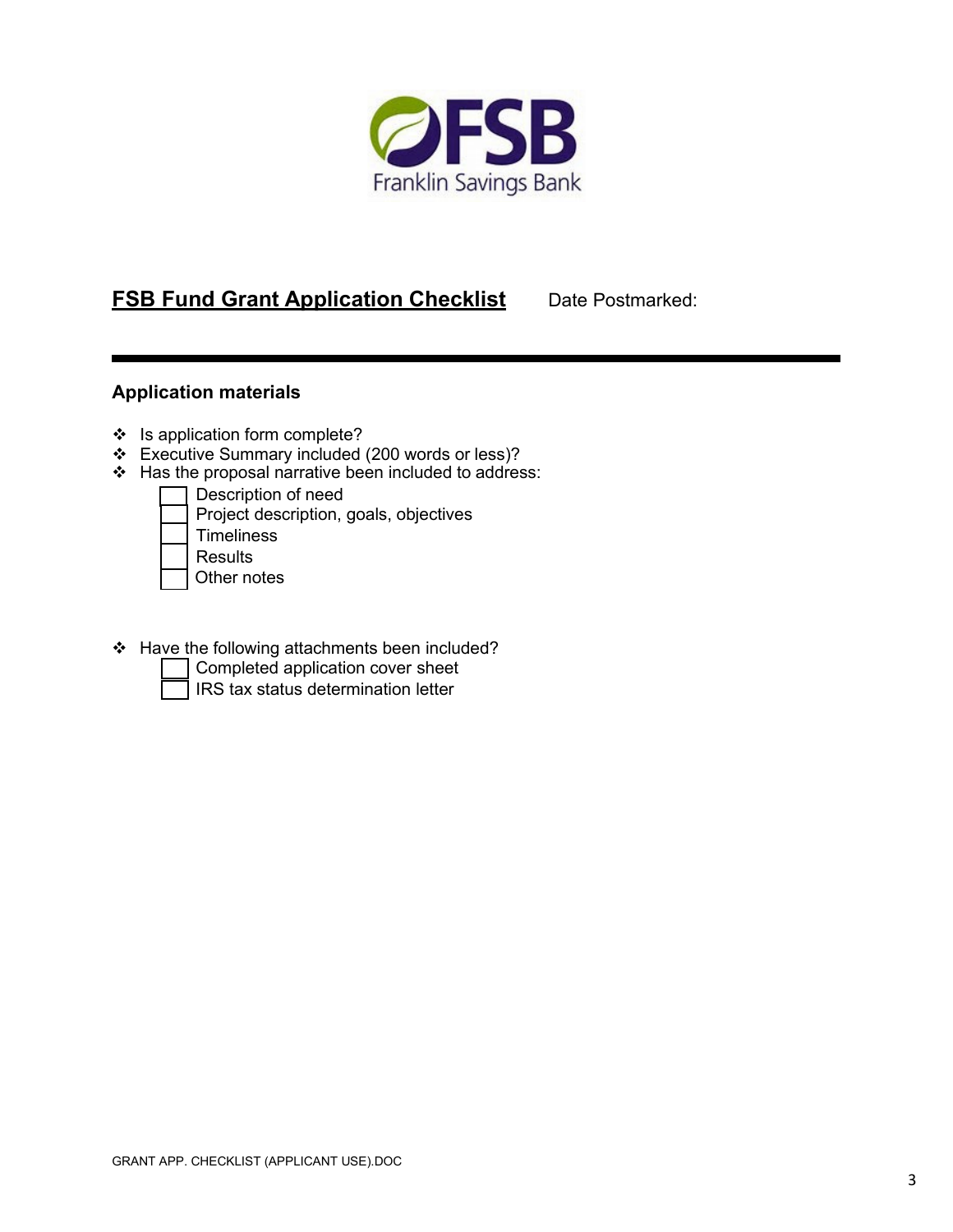Franklin Savings Bank

## FSB Fund Grant Application Checklist

Date Postmarked:

---

### Application materials

- Is application form complete?
- Executive Summary included (200 words or less)?
- Has the proposal narrative been included to address:
  - [ ] Description of need
  - [ ] Project description, goals, objectives
  - [ ] Timeliness
  - [ ] Results
  - [ ] Other notes

- Have the following attachments been included?
  - [ ] Completed application cover sheet
  - [ ] IRS tax status determination letter

GRANT APP. CHECKLIST (APPLICANT USE).DOC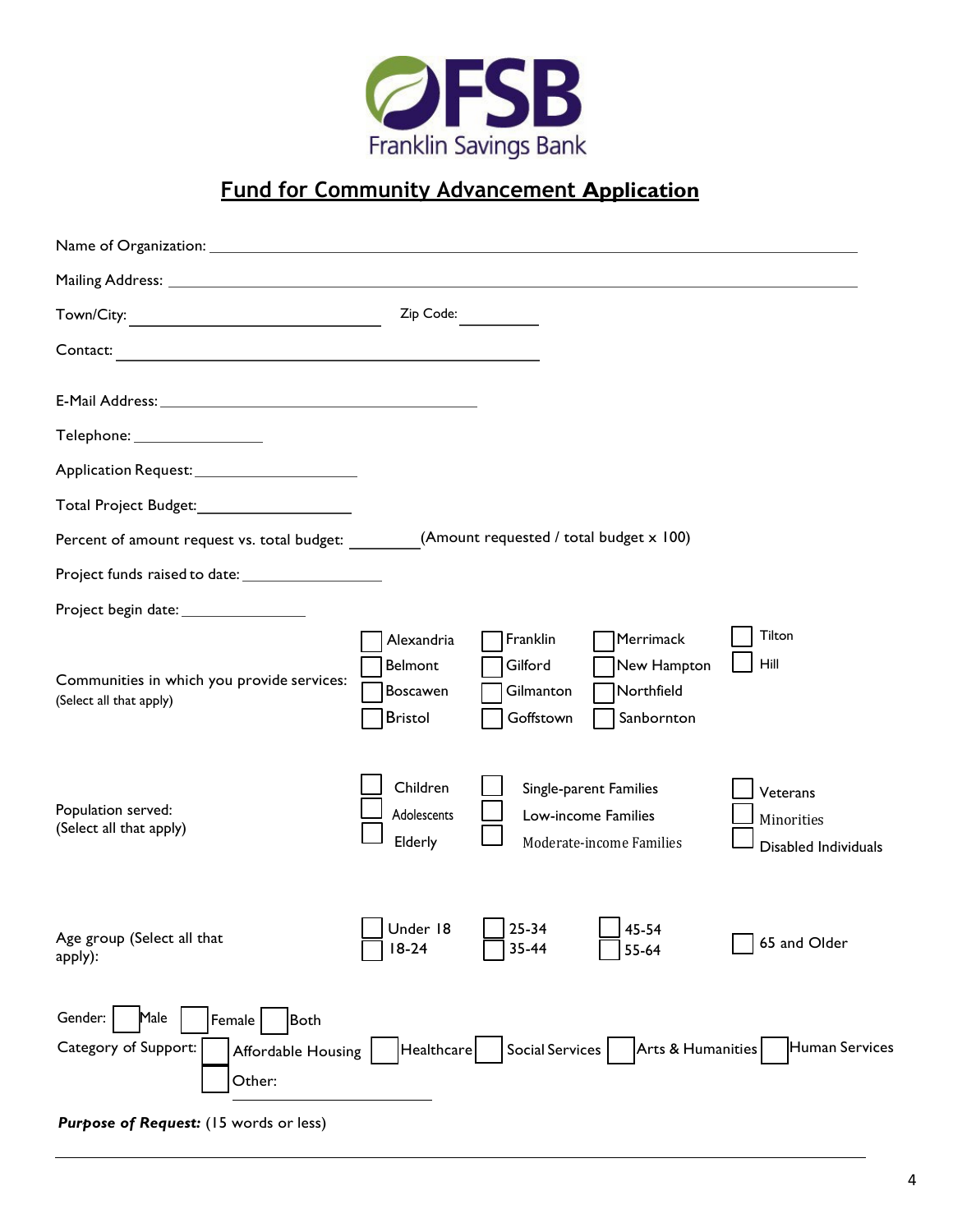Franklin Savings Bank

# Fund for Community Advancement Application

Name of Organization: ____________________________________________

Mailing Address: ____________________________________________

Town/City: ____________________ Zip Code: ________

Contact: ________________________________

E-Mail Address: ________________________

Telephone: __________

Application Request: ____________

Total Project Budget: ____________

Percent of amount request vs. total budget: ______ (Amount requested / total budget x 100)

Project funds raised to date: __________

Project begin date: __________

Communities in which you provide services:
(Select all that apply)

- ☐ Alexandria
- ☐ Belmont
- ☐ Boscawen
- ☐ Bristol
- ☐ Franklin
- ☐ Gilford
- ☐ Gilmanton
- ☐ Goffstown
- ☐ Merrimack
- ☐ New Hampton
- ☐ Northfield
- ☐ Sanbornton
- ☐ Tilton
- ☐ Hill

Population served:
(Select all that apply)

- ☐ Children
- ☐ Adolescents
- ☐ Elderly
- ☐ Single-parent Families
- ☐ Low-income Families
- ☐ Moderate-income Families
- ☐ Veterans
- ☐ Minorities
- ☐ Disabled Individuals

Age group (Select all that apply):

- ☐ Under 18
- ☐ 18-24
- ☐ 25-34
- ☐ 35-44
- ☐ 45-54
- ☐ 55-64
- ☐ 65 and Older

Gender: ☐ Male ☐ Female ☐ Both

Category of Support: ☐ Affordable Housing ☐ Healthcare ☐ Social Services ☐ Arts & Humanities ☐ Human Services ☐ Other: __________

***Purpose of Request:*** (15 words or less)

____________________________________________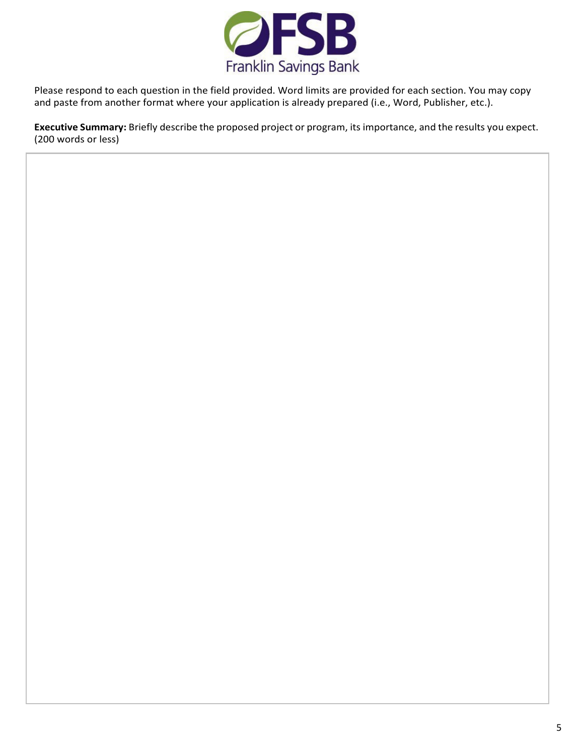Please respond to each question in the field provided. Word limits are provided for each section. You may copy and paste from another format where your application is already prepared (i.e., Word, Publisher, etc.).

**Executive Summary:** Briefly describe the proposed project or program, its importance, and the results you expect. (200 words or less)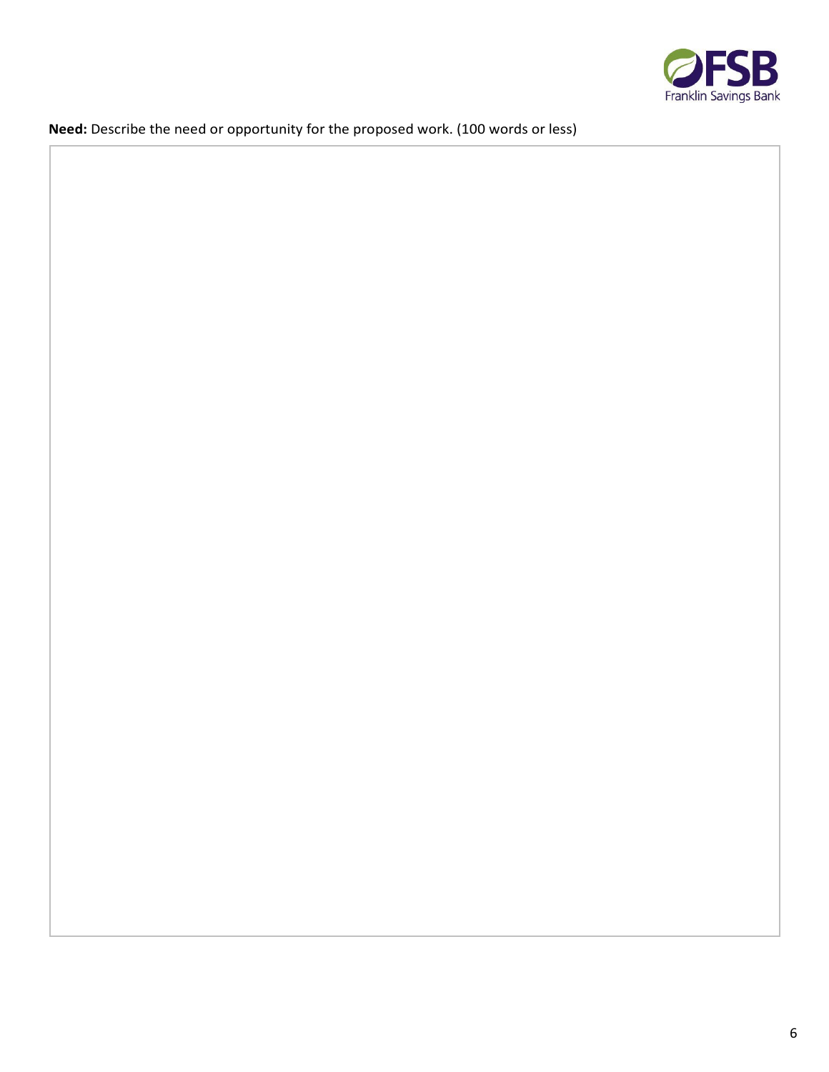**Need:** Describe the need or opportunity for the proposed work. (100 words or less)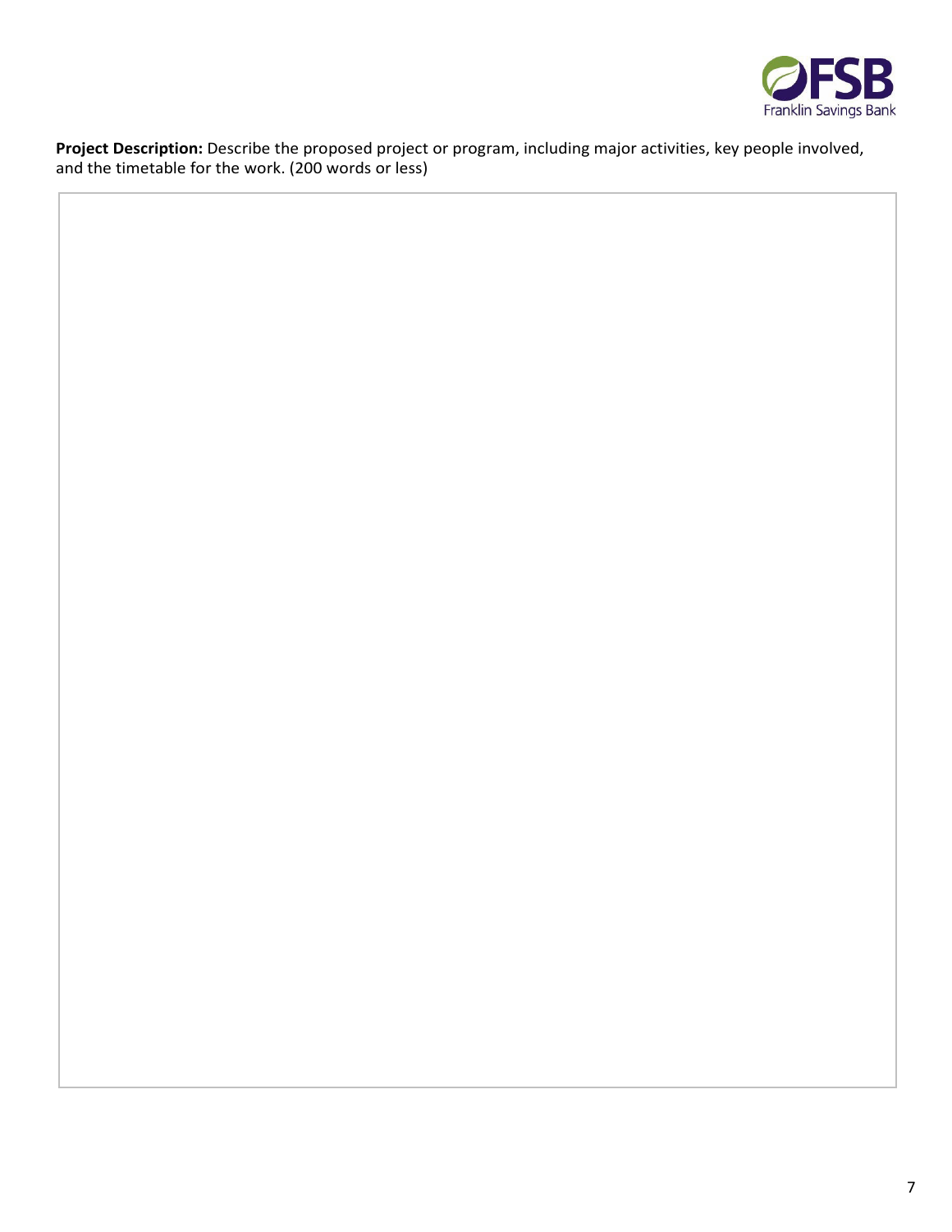**Project Description:** Describe the proposed project or program, including major activities, key people involved, and the timetable for the work. (200 words or less)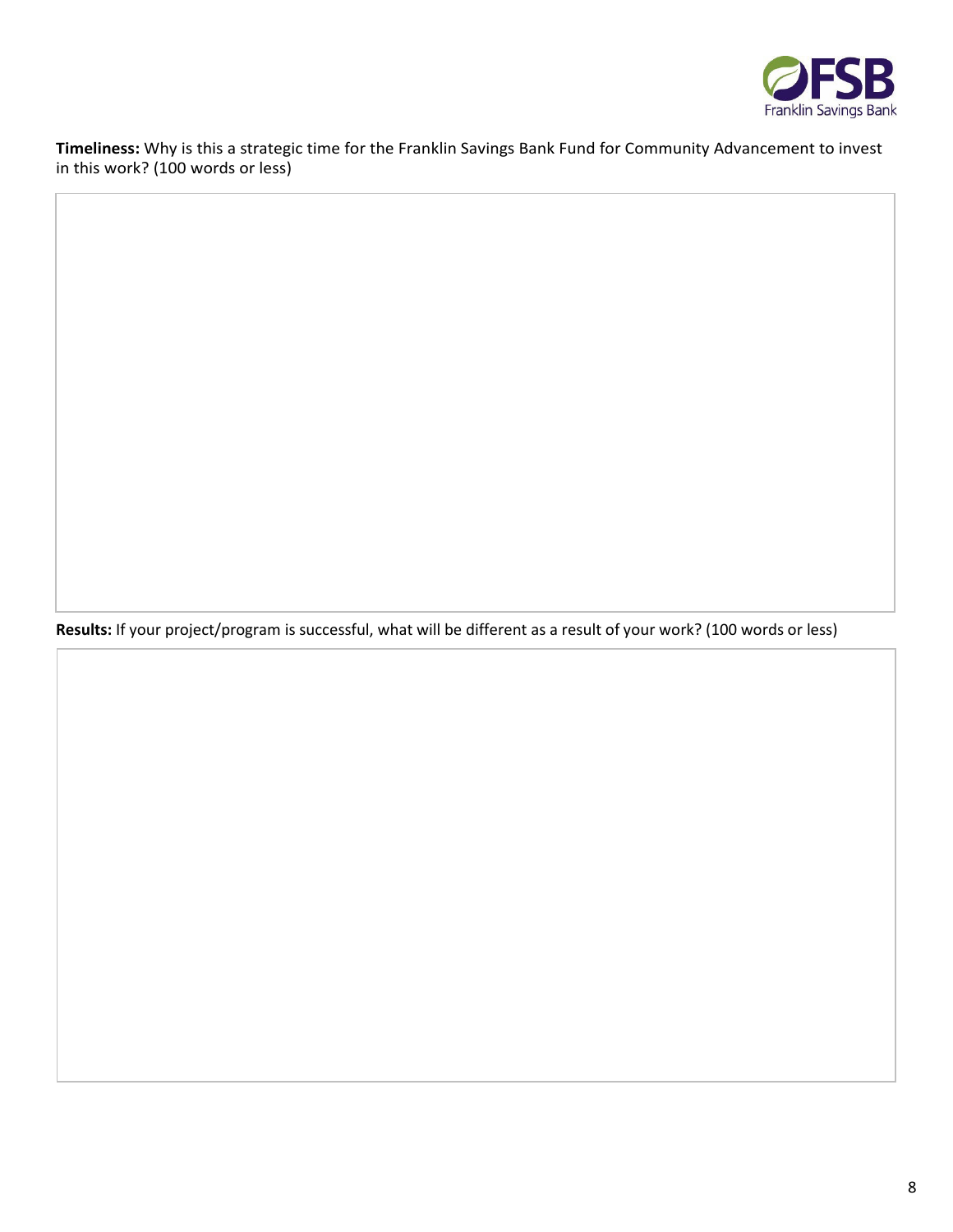**Timeliness:** Why is this a strategic time for the Franklin Savings Bank Fund for Community Advancement to invest in this work? (100 words or less)

**Results:** If your project/program is successful, what will be different as a result of your work? (100 words or less)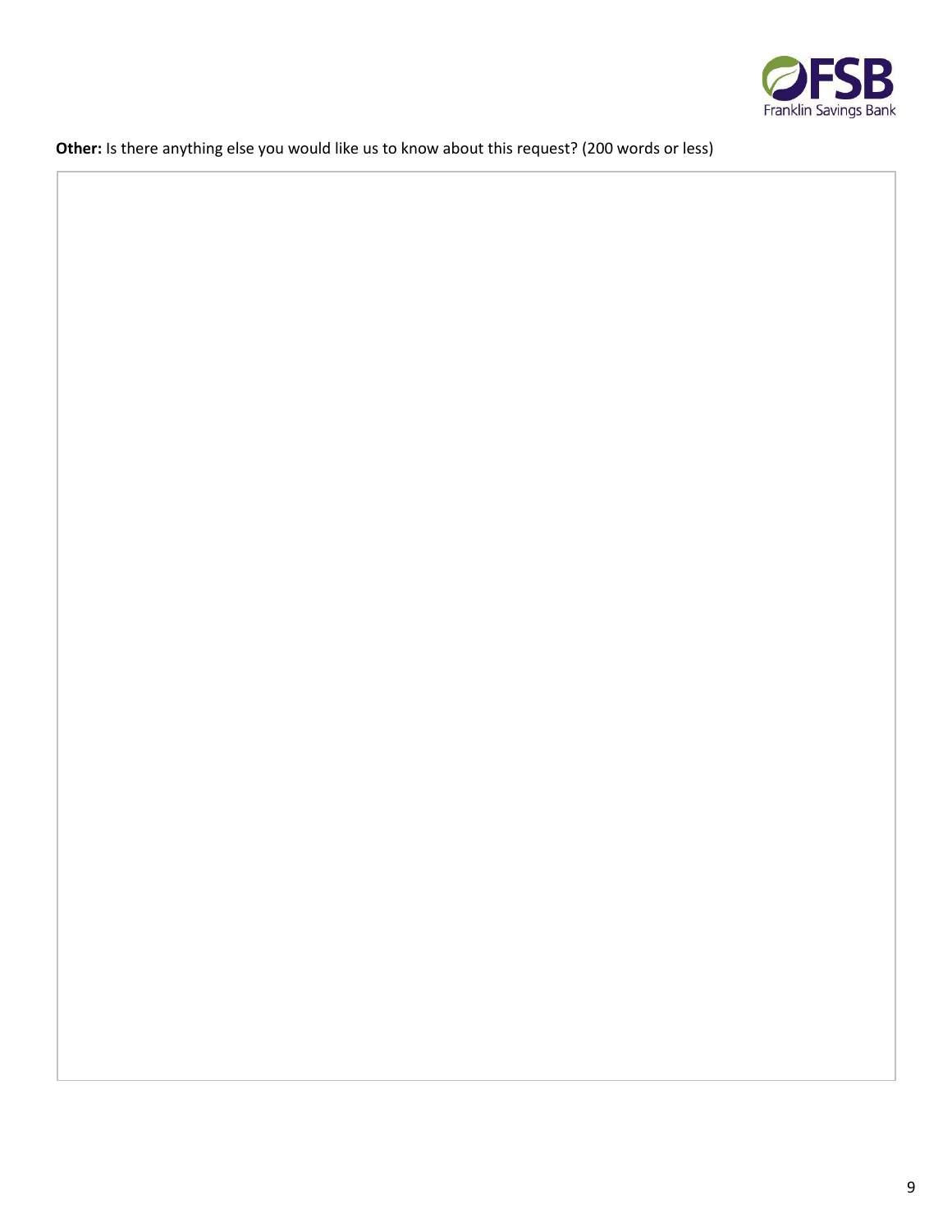**Other:** Is there anything else you would like us to know about this request? (200 words or less)